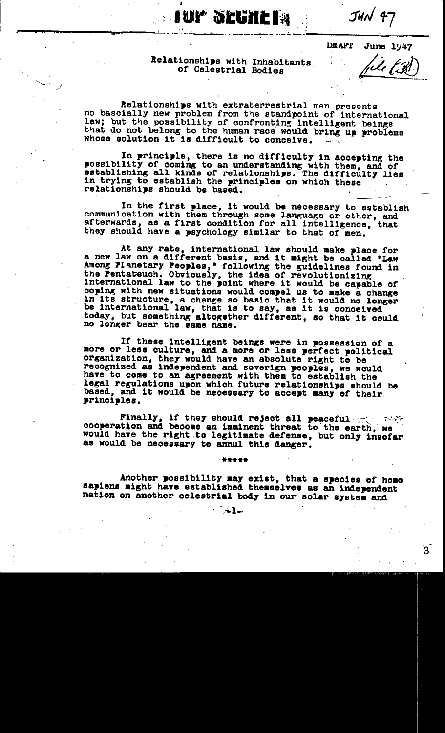TOP SECRET

JUN 47

DRAFT June 1947

file (SH)

## Relationships with Inhabitants of Celestial Bodies

Relationships with extraterrestrial men presents no basically new problem from the standpoint of international law; but the possibility of confronting intelligent beings that do not belong to the human race would bring up problems whose solution it is difficult to conceive.

In principle, there is no difficulty in accepting the possibility of coming to an understanding with them, and of establishing all kinds of relationships. The difficulty lies in trying to establish the principles on which these relationships should be based.

In the first place, it would be necessary to establish communication with them through some language or other, and afterwards, as a first condition for all intelligence, that they should have a psychology similar to that of men.

At any rate, international law should make place for a new law on a different basis, and it might be called "Law Among Planetary Peoples," following the guidelines found in the Pentateuch. Obviously, the idea of revolutionizing international law to the point where it would be capable of coping with new situations would compel us to make a change in its structure, a change so basic that it would no longer be international law, that is to say, as it is conceived today, but something altogether different, so that it could no longer bear the same name.

If these intelligent beings were in possession of a more or less culture, and a more or less perfect political organization, they would have an absolute right to be recognized as independent and soverign peoples, we would have to come to an agreement with them to establish the legal regulations upon which future relationships should be based, and it would be necessary to accept many of their principles.

Finally, if they should reject all peaceful cooperation and become an imminent threat to the earth, we would have the right to legitimate defense, but only insofar as would be necessary to annul this danger.

*****

Another possibility may exist, that a species of homo sapiens might have established themselves as an independent nation on another celestial body in our solar system and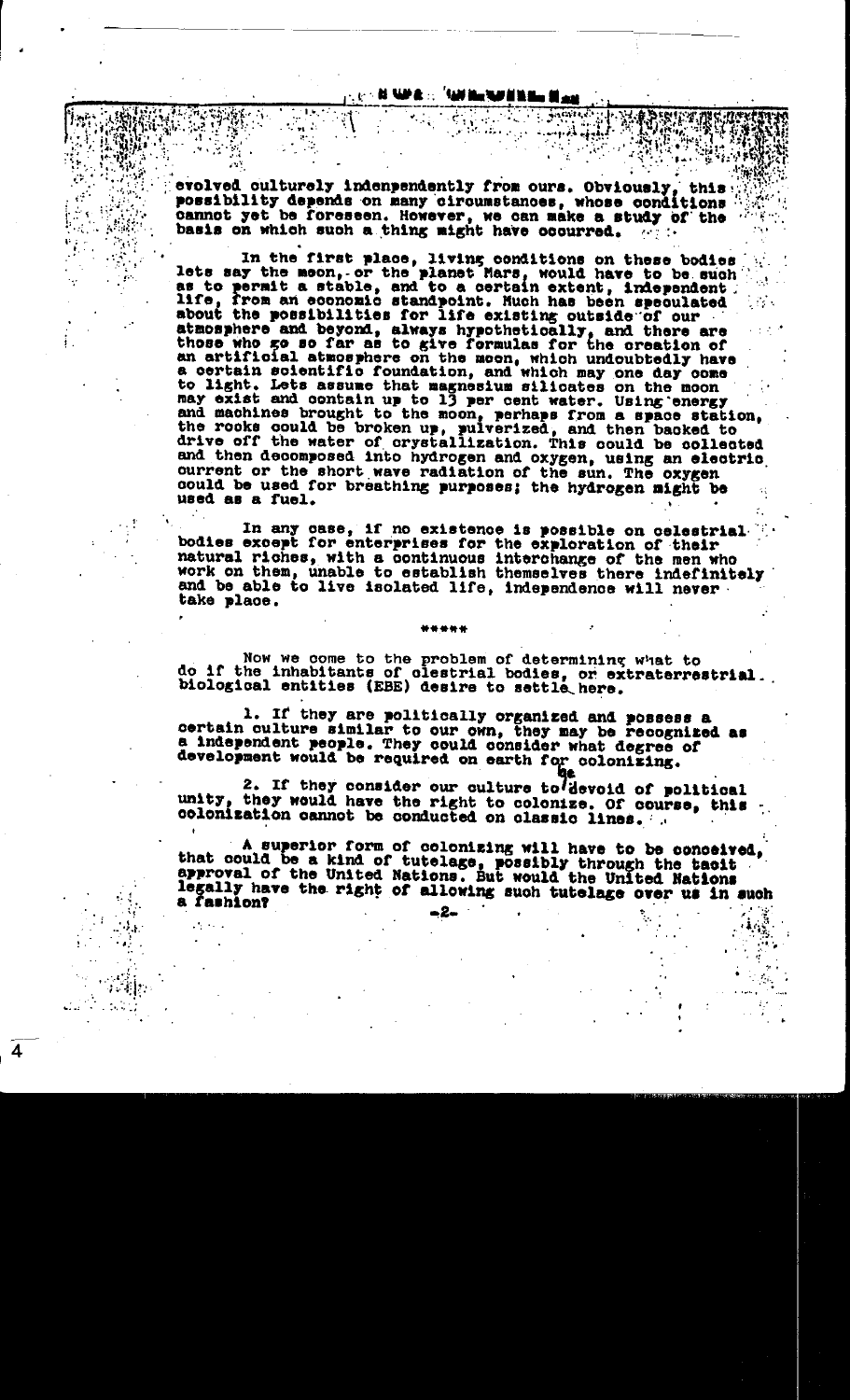evolved culturely indenpendently from ours. Obviously, this possibility depends on many circumstances, whose conditions cannot yet be foreseen. However, we can make a study of the basis on which such a thing might have occurred.

In the first place, living conditions on these bodies lets say the moon, or the planet Mars, would have to be such as to permit a stable, and to a certain extent, independent life, from an economic standpoint. Much has been speculated about the possibilities for life existing outside of our atmosphere and beyond, always hypothetically, and there are those who go so far as to give formulas for the creation of an artificial atmosphere on the moon, which undoubtedly have a certain scientific foundation, and which may one day come to light. Lets assume that magnesium silicates on the moon may exist and contain up to 13 per cent water. Using energy and machines brought to the moon, perhaps from a space station, the rocks could be broken up, pulverized, and then backed to drive off the water of crystallization. This could be collected and then decomposed into hydrogen and oxygen, using an electric current or the short wave radiation of the sun. The oxygen could be used for breathing purposes; the hydrogen might be used as a fuel.

In any case, if no existence is possible on celestrial bodies except for enterprises for the exploration of their natural riches, with a continuous interchange of the men who work on them, unable to establish themselves there indefinitely and be able to live isolated life, independence will never take place.

\*\*\*\*\*

Now we come to the problem of determining what to do if the inhabitants of clestrial bodies, or extraterrestrial biological entities (EBE) desire to settle here.

1. If they are politically organized and possess a certain culture similar to our own, they may be recognized as a independent people. They could consider what degree of development would be required on earth for colonizing.

2. If they consider our culture to be devoid of political unity, they would have the right to colonize. Of course, this colonization cannot be conducted on classic lines.

A superior form of colonizing will have to be conceived, that could be a kind of tutelage, possibly through the tacit approval of the United Nations. But would the United Nations legally have the right of allowing such tutelage over us in such a fashion?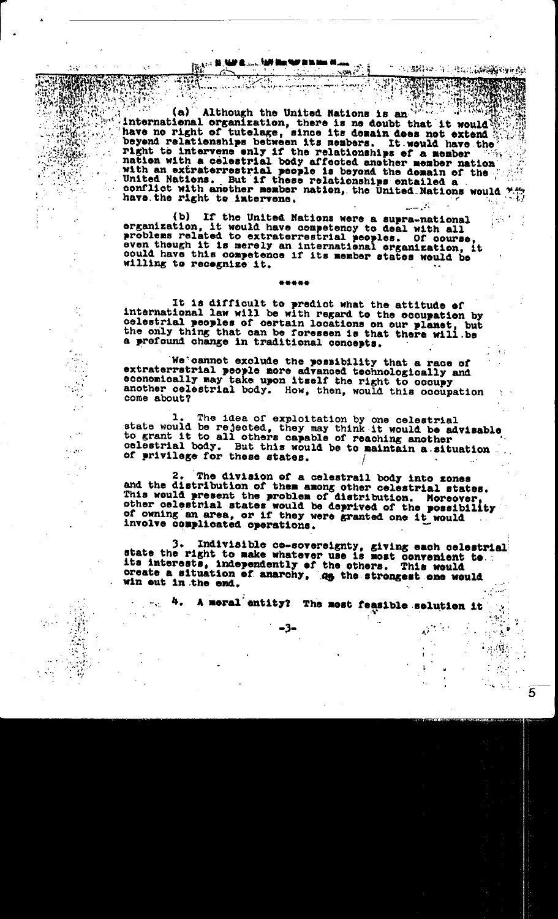(a) Although the United Nations is an international organization, there is no doubt that it would have no right of tutelage, since its domain does not extend beyond relationships between its members. It would have the right to intervene only if the relationships of a member nation with a celestrial body affected another member nation with an extraterrestrial people is beyond the domain of the United Nations. But if these relationships entailed a conflict with another member nation, the United Nations would have the right to intervene.

(b) If the United Nations were a supra-national organization, it would have competency to deal with all problems related to extraterrestrial peoples. Of course, even though it is merely an international organization, it could have this competence if its member states would be willing to recognize it.

\*\*\*\*\*

It is difficult to predict what the attitude of international law will be with regard to the occupation by celestrial peoples of certain locations on our planet, but the only thing that can be foreseen is that there will be a profound change in traditional concepts.

We cannot exclude the possibility that a race of extraterrstrial people more advanced technologically and economically may take upon itself the right to occupy another celestrial body. How, then, would this occupation come about?

1. The idea of exploitation by one celestrial state would be rejected, they may think it would be advisable to grant it to all others capable of reaching another celestrial body. But this would be to maintain a situation of privilege for these states.

2. The division of a celestrail body into zones and the distribution of them among other celestrial states. This would present the problem of distribution. Moreover, other celestrial states would be deprived of the possibility of owning an area, or if they were granted one it would involve complicated operations.

3. Indivisible co-sovereignty, giving each celestrial state the right to make whatever use is most convenient to its interests, independently of the others. This would create a situation of anarchy, as the strongest one would win out in the end.

4. A moral entity? The most feasible solution it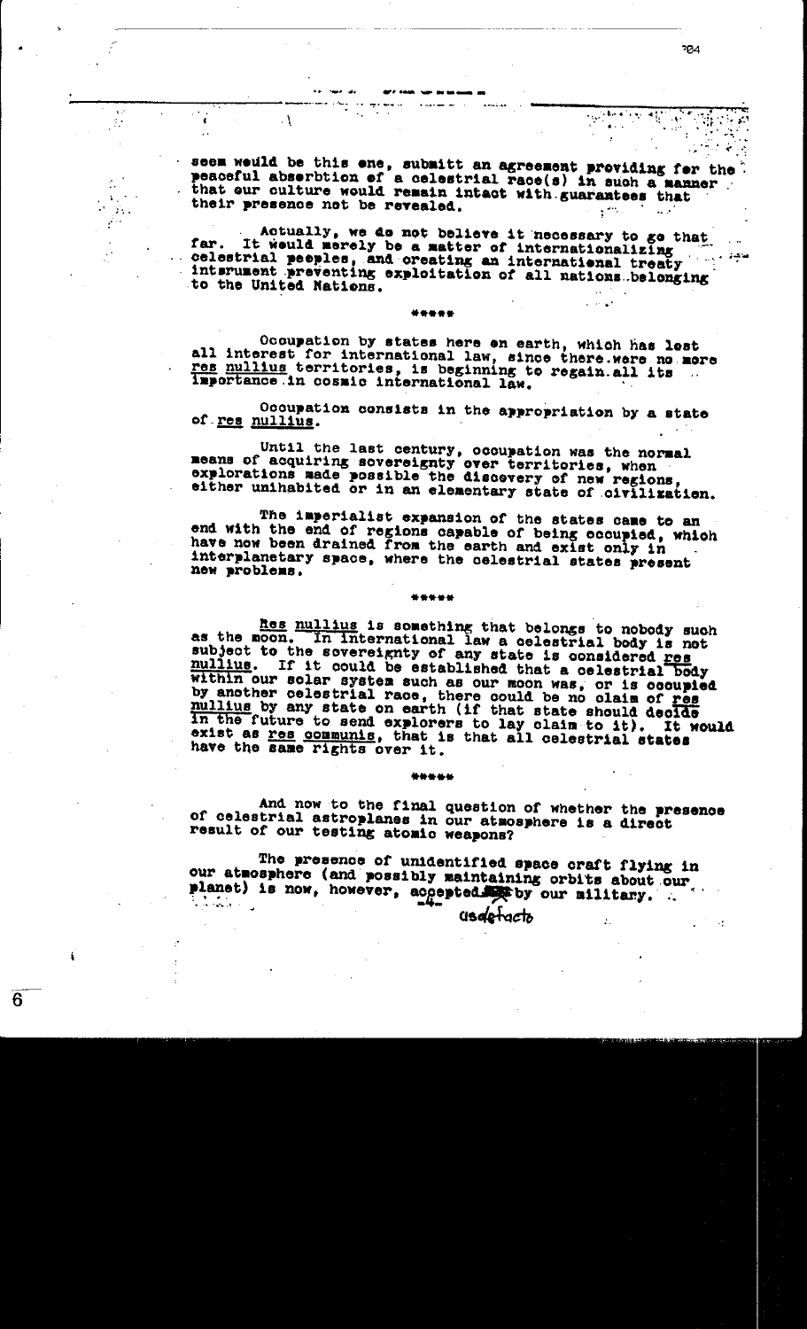seem would be this one, submitt an agreement providing for the peaceful absorbtion of a celestrial race(s) in such a manner that our culture would remain intact with guarantees that their presence not be revealed.

Actually, we do not believe it necessary to go that far. It would merely be a matter of internationalizing celestrial peoples, and creating an international treaty intsrument preventing exploitation of all nations belonging to the United Nations.

\*\*\*\*\*

Occupation by states here on earth, which has lost all interest for international law, since there were no more *res nullius* territories, is beginning to regain all its importance in cosmic international law.

Occupation consists in the appropriation by a state of *res nullius*.

Until the last century, occupation was the normal means of acquiring sovereignty over territories, when explorations made possible the discovery of new regions, either unihabited or in an elementary state of civilization.

The imperialist expansion of the states came to an end with the end of regions capable of being occupied, which have now been drained from the earth and exist only in interplanetary space, where the celestrial states present new problems.

\*\*\*\*\*

*Res nullius* is something that belongs to nobody such as the moon. In international law a celestrial body is not subject to the sovereignty of any state is considered *res nullius*. If it could be established that a celestrial body within our solar system such as our moon was, or is occupied by another celestrial race, there could be no claim of *res nullius* by any state on earth (if that state should decide in the future to send explorers to lay claim to it). It would exist as *res communis*, that is that all celestrial states have the same rights over it.

\*\*\*\*\*

And now to the final question of whether the presence of celestrial astroplanes in our atmosphere is a direct result of our testing atomic weapons?

The presence of unidentified space craft flying in our atmosphere (and possibly maintaining orbits about our planet) is now, however, accepted by our military.

usdefacto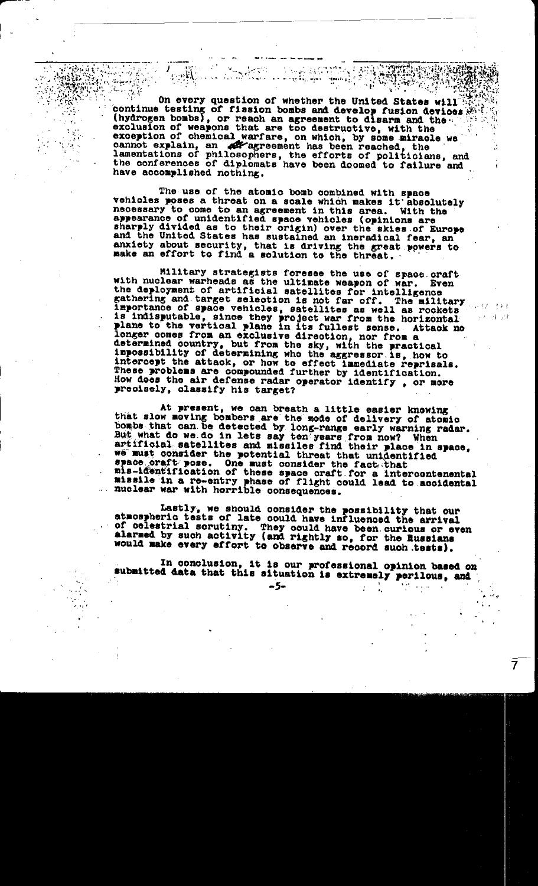On every question of whether the United States will continue testing of fission bombs and develop fusion devices (hydrogen bombs), or reach an agreement to disarm and the exclusion of weapons that are too destructive, with the exception of chemical warfare, on which, by some miracle we cannot explain, an agreement has been reached, the lamentations of philosophers, the efforts of politicians, and the conferences of diplomats have been doomed to failure and have accomplished nothing.

The use of the atomic bomb combined with space vehicles poses a threat on a scale which makes it absolutely necessary to come to an agreement in this area. With the appearance of unidentified space vehicles (opinions are sharply divided as to their origin) over the skies of Europe and the United States has sustained an ineradical fear, an anxiety about security, that is driving the great powers to make an effort to find a solution to the threat.

Military strategists foresee the use of space craft with nuclear warheads as the ultimate weapon of war. Even the deployment of artificial satellites for intelligence gathering and target selection is not far off. The military importance of space vehicles, satellites as well as rockets is indisputable, since they project war from the horizontal plane to the vertical plane in its fullest sense. Attack no longer comes from an exclusive direction, nor from a determined country, but from the sky, with the practical impossibility of determining who the aggressor is, how to intercept the attack, or how to effect immediate reprisals. These problems are compounded further by identification. How does the air defense radar operator identify , or more precisely, classify his target?

At present, we can breath a little easier knowing that slow moving bombers are the mode of delivery of atomic bombs that can be detected by long-range early warning radar. But what do we do in lets say ten years from now? When artificial satellites and missiles find their place in space, we must consider the potential threat that unidentified space craft pose. One must consider the fact that mis-identification of these space craft for a intercontenental missile in a re-entry phase of flight could lead to accidental nuclear war with horrible consequences.

Lastly, we should consider the possibility that our atmospheric tests of late could have influenced the arrival of celestrial scrutiny. They could have been curious or even alarmed by such activity (and rightly so, for the Russians would make every effort to observe and record such tests).

In conclusion, it is our professional opinion based on submitted data that this situation is extremely perilous, and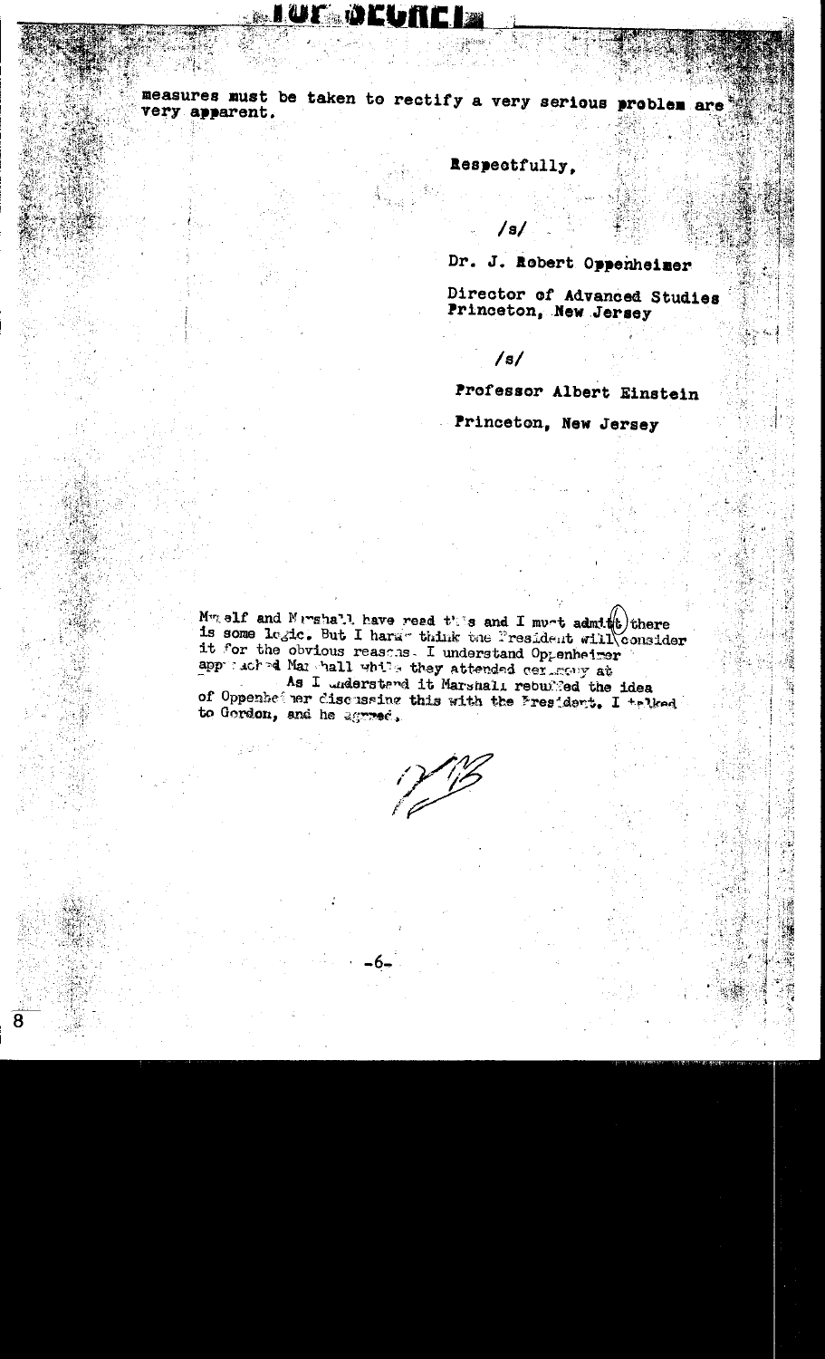measures must be taken to rectify a very serious problem are very apparent.

Respectfully,

/s/

Dr. J. Robert Oppenheimer

Director of Advanced Studies
Princeton, New Jersey

/s/

Professor Albert Einstein

Princeton, New Jersey

Myself and Marshall have read this and I must admit there is some logic. But I hardly think the President will consider it for the obvious reasons. I understand Oppenheimer approached Marshall while they attended ceremony at
As I understand it Marshall rebuffed the idea of Oppenheimer discussing this with the President. I talked to Gordon, and he agreed.

VB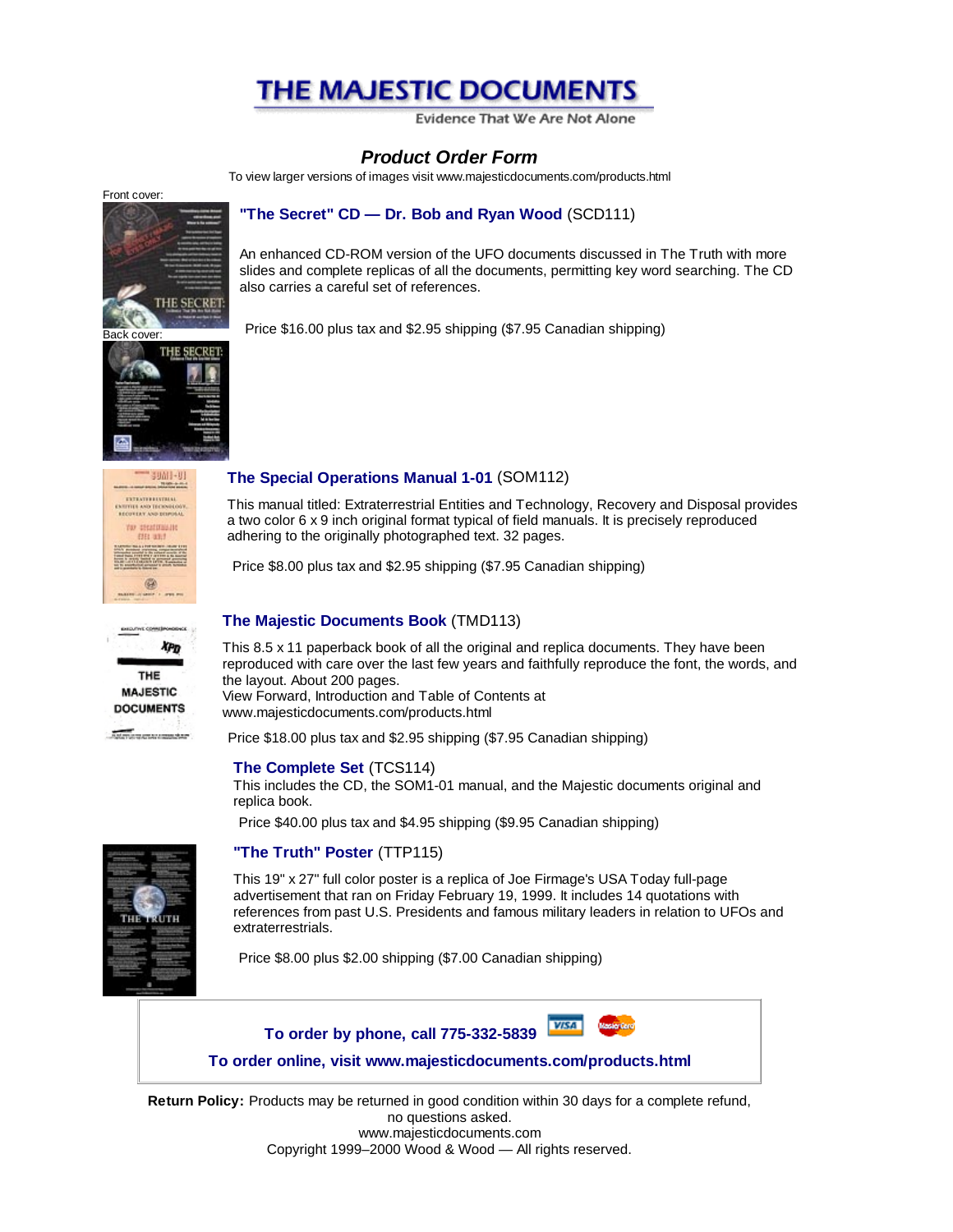# THE MAJESTIC DOCUMENTS

Evidence That We Are Not Alone

## *Product Order Form*

To view larger versions of images visit www.majesticdocuments.com/products.html

Front cover:

Back cover:

### "The Secret" CD — Dr. Bob and Ryan Wood (SCD111)

An enhanced CD-ROM version of the UFO documents discussed in The Truth with more slides and complete replicas of all the documents, permitting key word searching. The CD also carries a careful set of references.

Price $16.00 plus tax and $2.95 shipping ($7.95 Canadian shipping)

### The Special Operations Manual 1-01 (SOM112)

This manual titled: Extraterrestrial Entities and Technology, Recovery and Disposal provides a two color 6 x 9 inch original format typical of field manuals. It is precisely reproduced adhering to the originally photographed text. 32 pages.

Price $8.00 plus tax and $2.95 shipping ($7.95 Canadian shipping)

### The Majestic Documents Book (TMD113)

This 8.5 x 11 paperback book of all the original and replica documents. They have been reproduced with care over the last few years and faithfully reproduce the font, the words, and the layout. About 200 pages.
View Forward, Introduction and Table of Contents at www.majesticdocuments.com/products.html

Price $18.00 plus tax and $2.95 shipping ($7.95 Canadian shipping)

### The Complete Set (TCS114)

This includes the CD, the SOM1-01 manual, and the Majestic documents original and replica book.

Price $40.00 plus tax and $4.95 shipping ($9.95 Canadian shipping)

### "The Truth" Poster (TTP115)

This 19" x 27" full color poster is a replica of Joe Firmage's USA Today full-page advertisement that ran on Friday February 19, 1999. It includes 14 quotations with references from past U.S. Presidents and famous military leaders in relation to UFOs and extraterrestrials.

Price $8.00 plus $2.00 shipping ($7.00 Canadian shipping)

**To order by phone, call 775-332-5839**

**To order online, visit www.majesticdocuments.com/products.html**

**Return Policy:** Products may be returned in good condition within 30 days for a complete refund, no questions asked.

www.majesticdocuments.com

Copyright 1999–2000 Wood & Wood — All rights reserved.